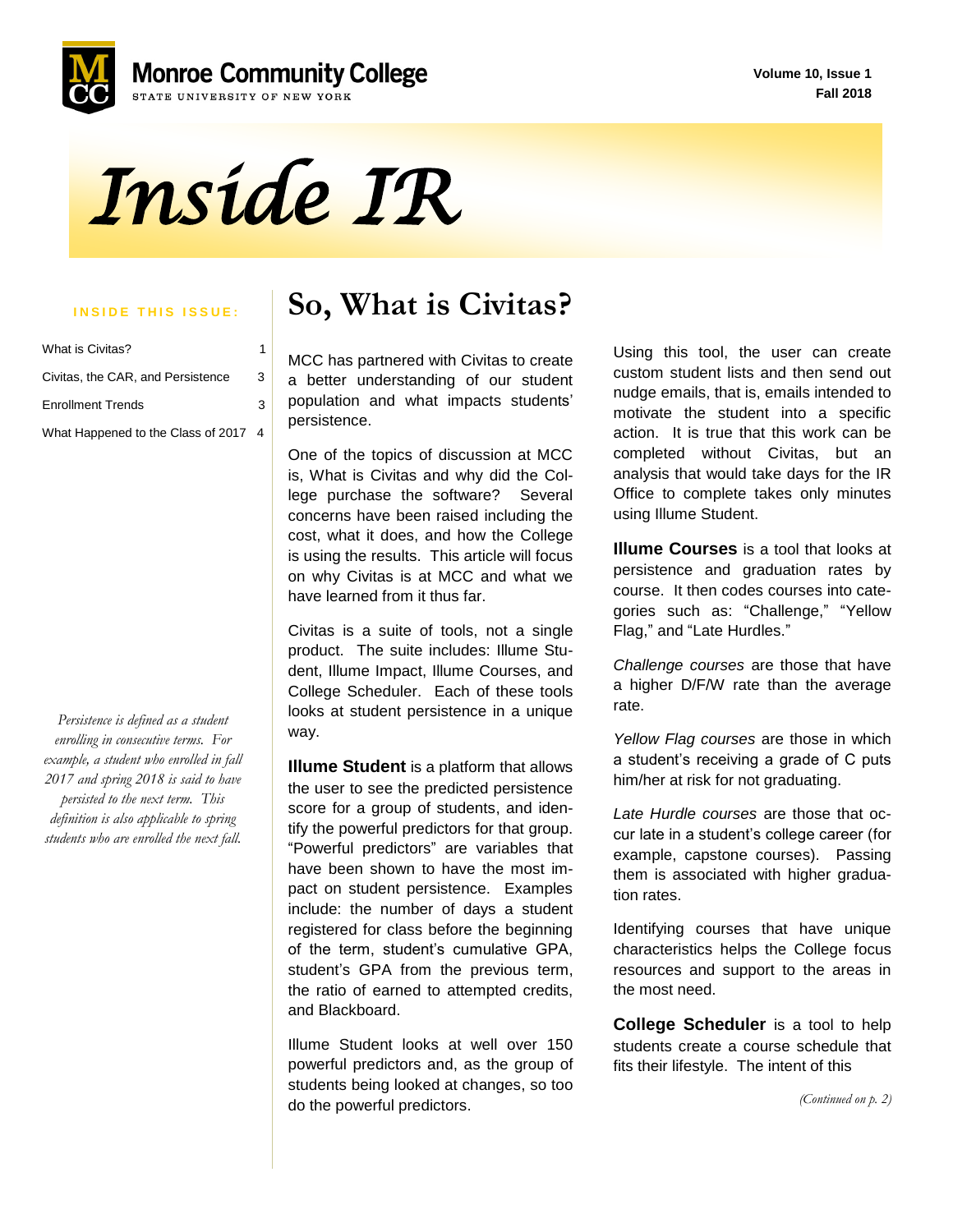Monroe Community College

STATE UNIVERSITY OF NEW YORK

Volume 10, Issue 1
Fall 2018

# Inside IR

**INSIDE THIS ISSUE:**

| | |
|---|---|
| What is Civitas? | 1 |
| Civitas, the CAR, and Persistence | 3 |
| Enrollment Trends | 3 |
| What Happened to the Class of 2017 | 4 |

*Persistence is defined as a student enrolling in consecutive terms. For example, a student who enrolled in fall 2017 and spring 2018 is said to have persisted to the next term. This definition is also applicable to spring students who are enrolled the next fall.*

## So, What is Civitas?

MCC has partnered with Civitas to create a better understanding of our student population and what impacts students' persistence.

One of the topics of discussion at MCC is, What is Civitas and why did the College purchase the software? Several concerns have been raised including the cost, what it does, and how the College is using the results. This article will focus on why Civitas is at MCC and what we have learned from it thus far.

Civitas is a suite of tools, not a single product. The suite includes: Illume Student, Illume Impact, Illume Courses, and College Scheduler. Each of these tools looks at student persistence in a unique way.

**Illume Student** is a platform that allows the user to see the predicted persistence score for a group of students, and identify the powerful predictors for that group. "Powerful predictors" are variables that have been shown to have the most impact on student persistence. Examples include: the number of days a student registered for class before the beginning of the term, student's cumulative GPA, student's GPA from the previous term, the ratio of earned to attempted credits, and Blackboard.

Illume Student looks at well over 150 powerful predictors and, as the group of students being looked at changes, so too do the powerful predictors.

Using this tool, the user can create custom student lists and then send out nudge emails, that is, emails intended to motivate the student into a specific action. It is true that this work can be completed without Civitas, but an analysis that would take days for the IR Office to complete takes only minutes using Illume Student.

**Illume Courses** is a tool that looks at persistence and graduation rates by course. It then codes courses into categories such as: "Challenge," "Yellow Flag," and "Late Hurdles."

*Challenge courses* are those that have a higher D/F/W rate than the average rate.

*Yellow Flag courses* are those in which a student's receiving a grade of C puts him/her at risk for not graduating.

*Late Hurdle courses* are those that occur late in a student's college career (for example, capstone courses). Passing them is associated with higher graduation rates.

Identifying courses that have unique characteristics helps the College focus resources and support to the areas in the most need.

**College Scheduler** is a tool to help students create a course schedule that fits their lifestyle. The intent of this

*(Continued on p. 2)*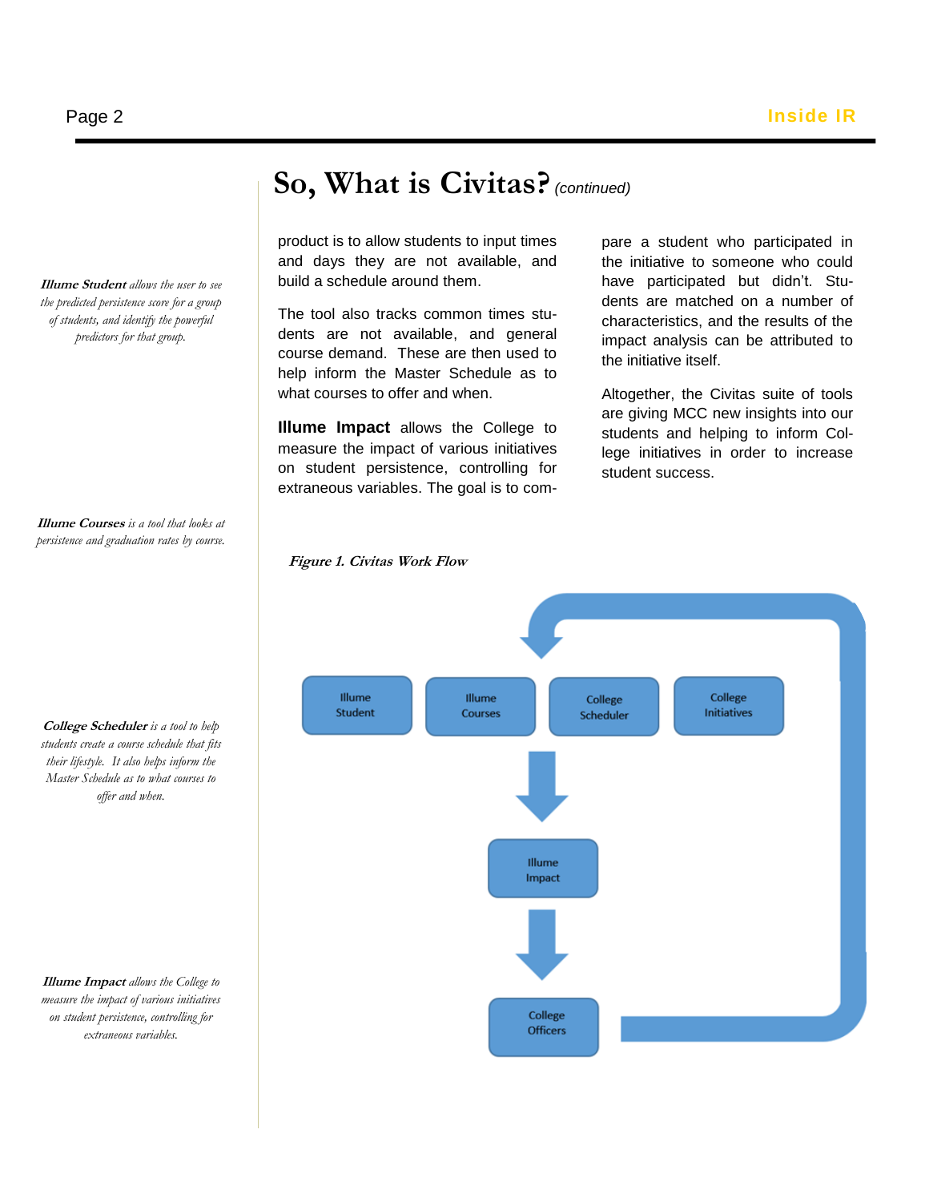## So, What is Civitas? *(continued)*

product is to allow students to input times and days they are not available, and build a schedule around them.

The tool also tracks common times students are not available, and general course demand. These are then used to help inform the Master Schedule as to what courses to offer and when.

**Illume Impact** allows the College to measure the impact of various initiatives on student persistence, controlling for extraneous variables. The goal is to compare a student who participated in the initiative to someone who could have participated but didn't. Students are matched on a number of characteristics, and the results of the impact analysis can be attributed to the initiative itself.

Altogether, the Civitas suite of tools are giving MCC new insights into our students and helping to inform College initiatives in order to increase student success.

***Illume Student*** *allows the user to see the predicted persistence score for a group of students, and identify the powerful predictors for that group.*

***Illume Courses*** *is a tool that looks at persistence and graduation rates by course.*

***College Scheduler*** *is a tool to help students create a course schedule that fits their lifestyle. It also helps inform the Master Schedule as to what courses to offer and when.*

***Illume Impact*** *allows the College to measure the impact of various initiatives on student persistence, controlling for extraneous variables.*

***Figure 1. Civitas Work Flow***

Illume Student | Illume Courses | College Scheduler | College Initiatives

↓

Illume Impact

↓

College Officers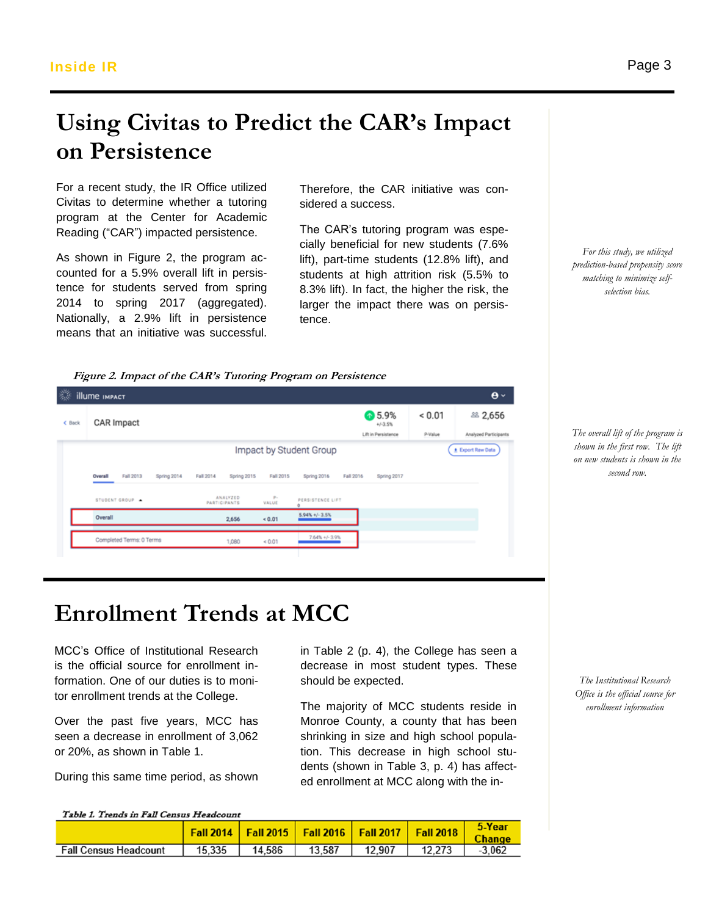# Using Civitas to Predict the CAR's Impact on Persistence

For a recent study, the IR Office utilized Civitas to determine whether a tutoring program at the Center for Academic Reading ("CAR") impacted persistence.

As shown in Figure 2, the program accounted for a 5.9% overall lift in persistence for students served from spring 2014 to spring 2017 (aggregated). Nationally, a 2.9% lift in persistence means that an initiative was successful. Therefore, the CAR initiative was considered a success.

The CAR's tutoring program was especially beneficial for new students (7.6% lift), part-time students (12.8% lift), and students at high attrition risk (5.5% to 8.3% lift). In fact, the higher the risk, the larger the impact there was on persistence.

*For this study, we utilized prediction-based propensity score matching to minimize self-selection bias.*

*Figure 2. Impact of the CAR's Tutoring Program on Persistence*

*The overall lift of the program is shown in the first row. The lift on new students is shown in the second row.*

# Enrollment Trends at MCC

MCC's Office of Institutional Research is the official source for enrollment information. One of our duties is to monitor enrollment trends at the College.

Over the past five years, MCC has seen a decrease in enrollment of 3,062 or 20%, as shown in Table 1.

During this same time period, as shown in Table 2 (p. 4), the College has seen a decrease in most student types. These should be expected.

The majority of MCC students reside in Monroe County, a county that has been shrinking in size and high school population. This decrease in high school students (shown in Table 3, p. 4) has affected enrollment at MCC along with the in-

*The Institutional Research Office is the official source for enrollment information*

*Table 1. Trends in Fall Census Headcount*

| | Fall 2014 | Fall 2015 | Fall 2016 | Fall 2017 | Fall 2018 | 5-Year Change |
|---|---|---|---|---|---|---|
| Fall Census Headcount | 15,335 | 14,586 | 13,587 | 12,907 | 12,273 | -3,062 |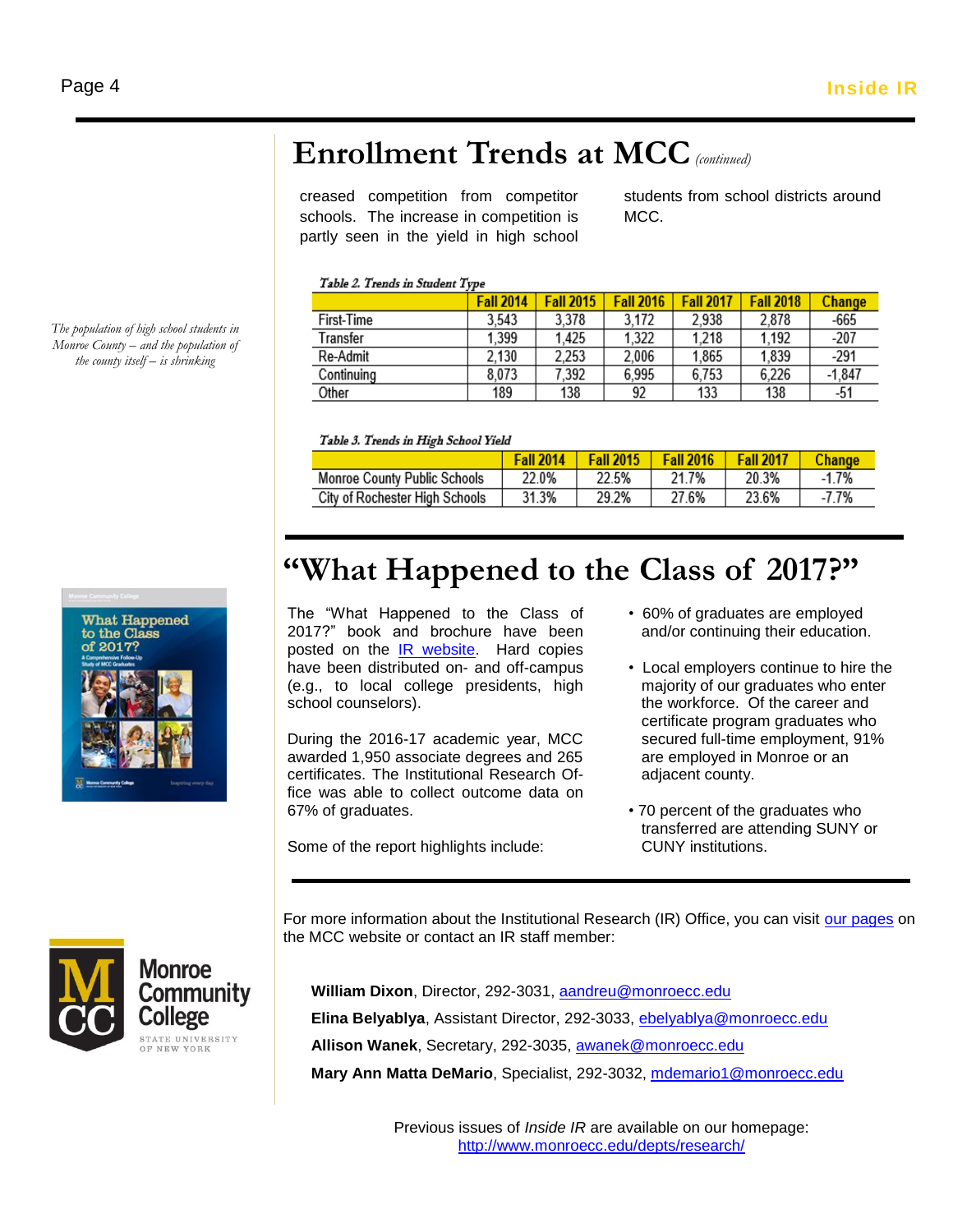## Enrollment Trends at MCC *(continued)*

creased competition from competitor schools. The increase in competition is partly seen in the yield in high school students from school districts around MCC.

*The population of high school students in Monroe County – and the population of the county itself – is shrinking*

*Table 2. Trends in Student Type*

| | Fall 2014 | Fall 2015 | Fall 2016 | Fall 2017 | Fall 2018 | Change |
|---|---|---|---|---|---|---|
| First-Time | 3,543 | 3,378 | 3,172 | 2,938 | 2,878 | -665 |
| Transfer | 1,399 | 1,425 | 1,322 | 1,218 | 1,192 | -207 |
| Re-Admit | 2,130 | 2,253 | 2,006 | 1,865 | 1,839 | -291 |
| Continuing | 8,073 | 7,392 | 6,995 | 6,753 | 6,226 | -1,847 |
| Other | 189 | 138 | 92 | 133 | 138 | -51 |

*Table 3. Trends in High School Yield*

| | Fall 2014 | Fall 2015 | Fall 2016 | Fall 2017 | Change |
|---|---|---|---|---|---|
| Monroe County Public Schools | 22.0% | 22.5% | 21.7% | 20.3% | -1.7% |
| City of Rochester High Schools | 31.3% | 29.2% | 27.6% | 23.6% | -7.7% |

## "What Happened to the Class of 2017?"

The "What Happened to the Class of 2017?" book and brochure have been posted on the IR website. Hard copies have been distributed on- and off-campus (e.g., to local college presidents, high school counselors).

During the 2016-17 academic year, MCC awarded 1,950 associate degrees and 265 certificates. The Institutional Research Office was able to collect outcome data on 67% of graduates.

Some of the report highlights include:

- 60% of graduates are employed and/or continuing their education.
- Local employers continue to hire the majority of our graduates who enter the workforce. Of the career and certificate program graduates who secured full-time employment, 91% are employed in Monroe or an adjacent county.
- 70 percent of the graduates who transferred are attending SUNY or CUNY institutions.

---

For more information about the Institutional Research (IR) Office, you can visit our pages on the MCC website or contact an IR staff member:

**William Dixon**, Director, 292-3031, aandreu@monroecc.edu

**Elina Belyablya**, Assistant Director, 292-3033, ebelyablya@monroecc.edu

**Allison Wanek**, Secretary, 292-3035, awanek@monroecc.edu

**Mary Ann Matta DeMario**, Specialist, 292-3032, mdemario1@monroecc.edu

Monroe Community College
STATE UNIVERSITY OF NEW YORK

Previous issues of *Inside IR* are available on our homepage:
http://www.monroecc.edu/depts/research/